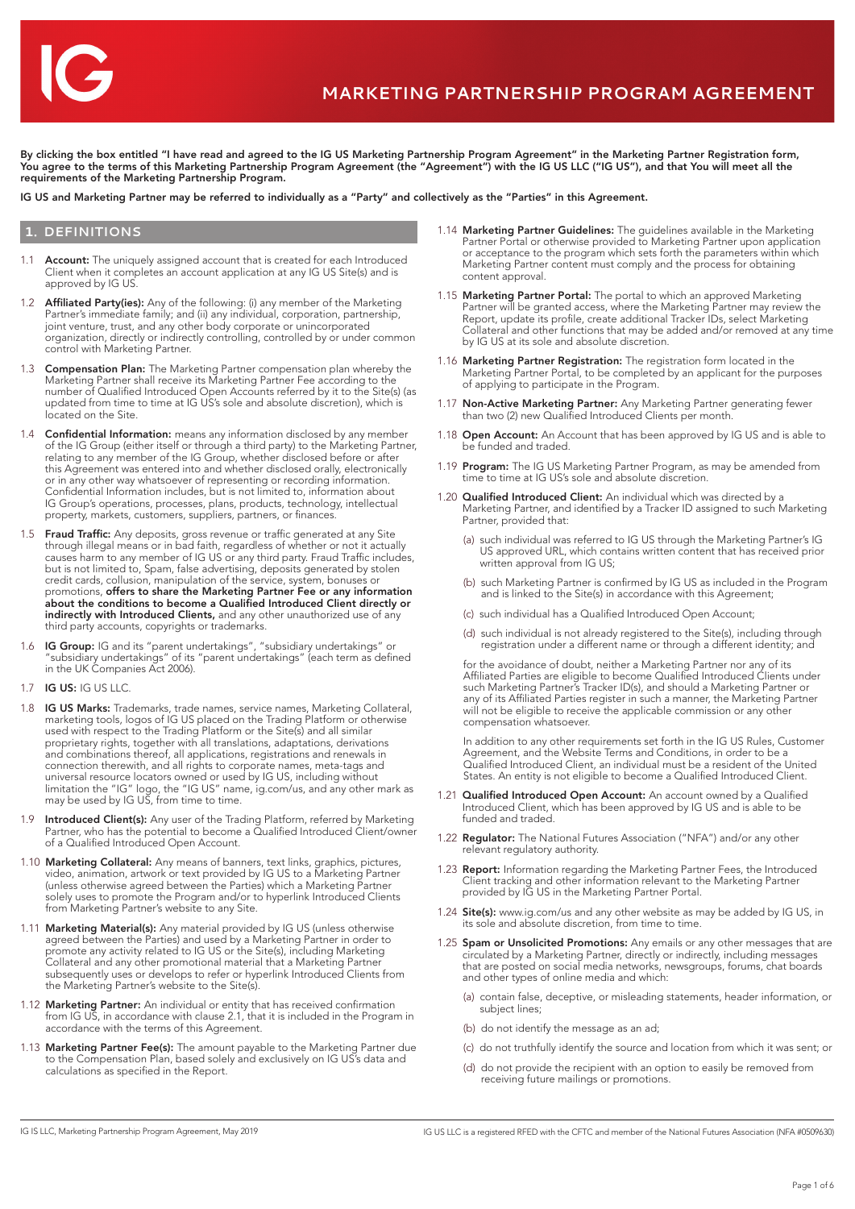# MARKETING PARTNERSHIP PROGRAM AGREEMENT

**By clicking the box entitled "I have read and agreed to the IG US Marketing Partnership Program Agreement" in the Marketing Partner Registration form, You agree to the terms of this Marketing Partnership Program Agreement (the "Agreement") with the IG US LLC ("IG US"), and that You will meet all the requirements of the Marketing Partnership Program.**

**IG US and Marketing Partner may be referred to individually as a "Party" and collectively as the "Parties" in this Agreement.**

## 1. DEFINITIONS

1.1 **Account:** The uniquely assigned account that is created for each Introduced Client when it completes an account application at any IG US Site(s) and is approved by IG US.

1.2 **Affiliated Party(ies):** Any of the following: (i) any member of the Marketing Partner's immediate family; and (ii) any individual, corporation, partnership, joint venture, trust, and any other body corporate or unincorporated organization, directly or indirectly controlling, controlled by or under common control with Marketing Partner.

1.3 **Compensation Plan:** The Marketing Partner compensation plan whereby the Marketing Partner shall receive its Marketing Partner Fee according to the number of Qualified Introduced Open Accounts referred by it to the Site(s) (as updated from time to time at IG US's sole and absolute discretion), which is located on the Site.

1.4 **Confidential Information:** means any information disclosed by any member of the IG Group (either itself or through a third party) to the Marketing Partner, relating to any member of the IG Group, whether disclosed before or after this Agreement was entered into and whether disclosed orally, electronically or in any other way whatsoever of representing or recording information. Confidential Information includes, but is not limited to, information about IG Group's operations, processes, plans, products, technology, intellectual property, markets, customers, suppliers, partners, or finances.

1.5 **Fraud Traffic:** Any deposits, gross revenue or traffic generated at any Site through illegal means or in bad faith, regardless of whether or not it actually causes harm to any member of IG US or any third party. Fraud Traffic includes, but is not limited to, Spam, false advertising, deposits generated by stolen credit cards, collusion, manipulation of the service, system, bonuses or promotions, **offers to share the Marketing Partner Fee or any information about the conditions to become a Qualified Introduced Client directly or indirectly with Introduced Clients,** and any other unauthorized use of any third party accounts, copyrights or trademarks.

1.6 **IG Group:** IG and its "parent undertakings", "subsidiary undertakings" or "subsidiary undertakings" of its "parent undertakings" (each term as defined in the UK Companies Act 2006).

1.7 **IG US:** IG US LLC.

1.8 **IG US Marks:** Trademarks, trade names, service names, Marketing Collateral, marketing tools, logos of IG US placed on the Trading Platform or otherwise used with respect to the Trading Platform or the Site(s) and all similar proprietary rights, together with all translations, adaptations, derivations and combinations thereof, all applications, registrations and renewals in connection therewith, and all rights to corporate names, meta-tags and universal resource locators owned or used by IG US, including without limitation the "IG" logo, the "IG US" name, ig.com/us, and any other mark as may be used by IG US, from time to time.

1.9 **Introduced Client(s):** Any user of the Trading Platform, referred by Marketing Partner, who has the potential to become a Qualified Introduced Client/owner of a Qualified Introduced Open Account.

1.10 **Marketing Collateral:** Any means of banners, text links, graphics, pictures, video, animation, artwork or text provided by IG US to a Marketing Partner (unless otherwise agreed between the Parties) which a Marketing Partner solely uses to promote the Program and/or to hyperlink Introduced Clients from Marketing Partner's website to any Site.

1.11 **Marketing Material(s):** Any material provided by IG US (unless otherwise agreed between the Parties) and used by a Marketing Partner in order to promote any activity related to IG US or the Site(s), including Marketing Collateral and any other promotional material that a Marketing Partner subsequently uses or develops to refer or hyperlink Introduced Clients from the Marketing Partner's website to the Site(s).

1.12 **Marketing Partner:** An individual or entity that has received confirmation from IG US, in accordance with clause 2.1, that it is included in the Program in accordance with the terms of this Agreement.

1.13 **Marketing Partner Fee(s):** The amount payable to the Marketing Partner due to the Compensation Plan, based solely and exclusively on IG US's data and calculations as specified in the Report.

1.14 **Marketing Partner Guidelines:** The guidelines available in the Marketing Partner Portal or otherwise provided to Marketing Partner upon application or acceptance to the program which sets forth the parameters within which Marketing Partner content must comply and the process for obtaining content approval.

1.15 **Marketing Partner Portal:** The portal to which an approved Marketing Partner will be granted access, where the Marketing Partner may review the Report, update its profile, create additional Tracker IDs, select Marketing Collateral and other functions that may be added and/or removed at any time by IG US at its sole and absolute discretion.

1.16 **Marketing Partner Registration:** The registration form located in the Marketing Partner Portal, to be completed by an applicant for the purposes of applying to participate in the Program.

1.17 **Non-Active Marketing Partner:** Any Marketing Partner generating fewer than two (2) new Qualified Introduced Clients per month.

1.18 **Open Account:** An Account that has been approved by IG US and is able to be funded and traded.

1.19 **Program:** The IG US Marketing Partner Program, as may be amended from time to time at IG US's sole and absolute discretion.

1.20 **Qualified Introduced Client:** An individual which was directed by a Marketing Partner, and identified by a Tracker ID assigned to such Marketing Partner, provided that:

(a) such individual was referred to IG US through the Marketing Partner's IG US approved URL, which contains written content that has received prior written approval from IG US;

(b) such Marketing Partner is confirmed by IG US as included in the Program and is linked to the Site(s) in accordance with this Agreement;

(c) such individual has a Qualified Introduced Open Account;

(d) such individual is not already registered to the Site(s), including through registration under a different name or through a different identity; and

for the avoidance of doubt, neither a Marketing Partner nor any of its Affiliated Parties are eligible to become Qualified Introduced Clients under such Marketing Partner's Tracker ID(s), and should a Marketing Partner or any of its Affiliated Parties register in such a manner, the Marketing Partner will not be eligible to receive the applicable commission or any other compensation whatsoever.

In addition to any other requirements set forth in the IG US Rules, Customer Agreement, and the Website Terms and Conditions, in order to be a Qualified Introduced Client, an individual must be a resident of the United States. An entity is not eligible to become a Qualified Introduced Client.

1.21 **Qualified Introduced Open Account:** An account owned by a Qualified Introduced Client, which has been approved by IG US and is able to be funded and traded.

1.22 **Regulator:** The National Futures Association ("NFA") and/or any other relevant regulatory authority.

1.23 **Report:** Information regarding the Marketing Partner Fees, the Introduced Client tracking and other information relevant to the Marketing Partner provided by IG US in the Marketing Partner Portal.

1.24 **Site(s):** www.ig.com/us and any other website as may be added by IG US, in its sole and absolute discretion, from time to time.

1.25 **Spam or Unsolicited Promotions:** Any emails or any other messages that are circulated by a Marketing Partner, directly or indirectly, including messages that are posted on social media networks, newsgroups, forums, chat boards and other types of online media and which:

(a) contain false, deceptive, or misleading statements, header information, or subject lines;

(b) do not identify the message as an ad;

(c) do not truthfully identify the source and location from which it was sent; or

(d) do not provide the recipient with an option to easily be removed from receiving future mailings or promotions.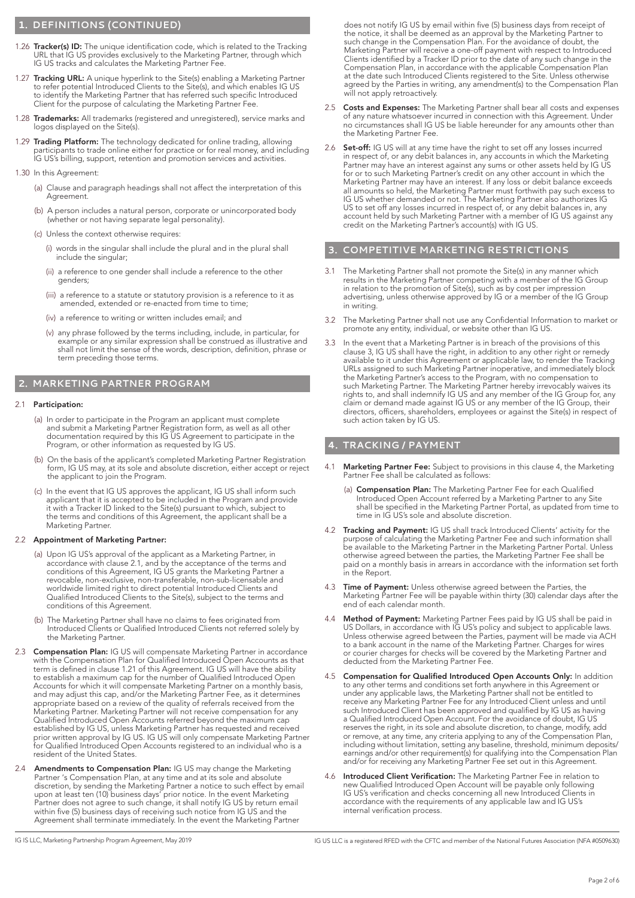## 1. DEFINITIONS (CONTINUED)

1.26 **Tracker(s) ID:** The unique identification code, which is related to the Tracking URL that IG US provides exclusively to the Marketing Partner, through which IG US tracks and calculates the Marketing Partner Fee.

1.27 **Tracking URL:** A unique hyperlink to the Site(s) enabling a Marketing Partner to refer potential Introduced Clients to the Site(s), and which enables IG US to identify the Marketing Partner that has referred such specific Introduced Client for the purpose of calculating the Marketing Partner Fee.

1.28 **Trademarks:** All trademarks (registered and unregistered), service marks and logos displayed on the Site(s).

1.29 **Trading Platform:** The technology dedicated for online trading, allowing participants to trade online either for practice or for real money, and including IG US's billing, support, retention and promotion services and activities.

1.30 In this Agreement:

(a) Clause and paragraph headings shall not affect the interpretation of this Agreement.

(b) A person includes a natural person, corporate or unincorporated body (whether or not having separate legal personality).

(c) Unless the context otherwise requires:

(i) words in the singular shall include the plural and in the plural shall include the singular;

(ii) a reference to one gender shall include a reference to the other genders;

(iii) a reference to a statute or statutory provision is a reference to it as amended, extended or re-enacted from time to time;

(iv) a reference to writing or written includes email; and

(v) any phrase followed by the terms including, include, in particular, for example or any similar expression shall be construed as illustrative and shall not limit the sense of the words, description, definition, phrase or term preceding those terms.

## 2. MARKETING PARTNER PROGRAM

2.1 **Participation:**

(a) In order to participate in the Program an applicant must complete and submit a Marketing Partner Registration form, as well as all other documentation required by this IG US Agreement to participate in the Program, or other information as requested by IG US.

(b) On the basis of the applicant's completed Marketing Partner Registration form, IG US may, at its sole and absolute discretion, either accept or reject the applicant to join the Program.

(c) In the event that IG US approves the applicant, IG US shall inform such applicant that it is accepted to be included in the Program and provide it with a Tracker ID linked to the Site(s) pursuant to which, subject to the terms and conditions of this Agreement, the applicant shall be a Marketing Partner.

2.2 **Appointment of Marketing Partner:**

(a) Upon IG US's approval of the applicant as a Marketing Partner, in accordance with clause 2.1, and by the acceptance of the terms and conditions of this Agreement, IG US grants the Marketing Partner a revocable, non-exclusive, non-transferable, non-sub-licensable and worldwide limited right to direct potential Introduced Clients and Qualified Introduced Clients to the Site(s), subject to the terms and conditions of this Agreement.

(b) The Marketing Partner shall have no claims to fees originated from Introduced Clients or Qualified Introduced Clients not referred solely by the Marketing Partner.

2.3 **Compensation Plan:** IG US will compensate Marketing Partner in accordance with the Compensation Plan for Qualified Introduced Open Accounts as that term is defined in clause 1.21 of this Agreement. IG US will have the ability to establish a maximum cap for the number of Qualified Introduced Open Accounts for which it will compensate Marketing Partner on a monthly basis, and may adjust this cap, and/or the Marketing Partner Fee, as it determines appropriate based on a review of the quality of referrals received from the Marketing Partner. Marketing Partner will not receive compensation for any Qualified Introduced Open Accounts referred beyond the maximum cap established by IG US, unless Marketing Partner has requested and received prior written approval by IG US. IG US will only compensate Marketing Partner for Qualified Introduced Open Accounts registered to an individual who is a resident of the United States.

2.4 **Amendments to Compensation Plan:** IG US may change the Marketing Partner 's Compensation Plan, at any time and at its sole and absolute discretion, by sending the Marketing Partner a notice to such effect by email upon at least ten (10) business days' prior notice. In the event the Marketing Partner does not agree to such change, it shall notify IG US by return email within five (5) business days of receiving such notice from IG US and the Agreement shall terminate immediately. In the event the Marketing Partner does not notify IG US by email within five (5) business days from receipt of the notice, it shall be deemed as an approval by the Marketing Partner to such change in the Compensation Plan. For the avoidance of doubt, the Marketing Partner will receive a one-off payment with respect to Introduced Clients identified by a Tracker ID prior to the date of any such change in the Compensation Plan, in accordance with the applicable Compensation Plan at the date such Introduced Clients registered to the Site. Unless otherwise agreed by the Parties in writing, any amendment(s) to the Compensation Plan will not apply retroactively.

2.5 **Costs and Expenses:** The Marketing Partner shall bear all costs and expenses of any nature whatsoever incurred in connection with this Agreement. Under no circumstances shall IG US be liable hereunder for any amounts other than the Marketing Partner Fee.

2.6 **Set-off:** IG US will at any time have the right to set off any losses incurred in respect of, or any debit balances in, any accounts in which the Marketing Partner may have an interest against any sums or other assets held by IG US for or to such Marketing Partner's credit on any other account in which the Marketing Partner may have an interest. If any loss or debit balance exceeds all amounts so held, the Marketing Partner must forthwith pay such excess to IG US whether demanded or not. The Marketing Partner also authorizes IG US to set off any losses incurred in respect of, or any debit balances in, any account held by such Marketing Partner with a member of IG US against any credit on the Marketing Partner's account(s) with IG US.

## 3. COMPETITIVE MARKETING RESTRICTIONS

3.1 The Marketing Partner shall not promote the Site(s) in any manner which results in the Marketing Partner competing with a member of the IG Group in relation to the promotion of Site(s), such as by cost per impression advertising, unless otherwise approved by IG or a member of the IG Group in writing.

3.2 The Marketing Partner shall not use any Confidential Information to market or promote any entity, individual, or website other than IG US.

3.3 In the event that a Marketing Partner is in breach of the provisions of this clause 3, IG US shall have the right, in addition to any other right or remedy available to it under this Agreement or applicable law, to render the Tracking URLs assigned to such Marketing Partner inoperative, and immediately block the Marketing Partner's access to the Program, with no compensation to such Marketing Partner. The Marketing Partner hereby irrevocably waives its rights to, and shall indemnify IG US and any member of the IG Group for, any claim or demand made against IG US or any member of the IG Group, their directors, officers, shareholders, employees or against the Site(s) in respect of such action taken by IG US.

## 4. TRACKING / PAYMENT

4.1 **Marketing Partner Fee:** Subject to provisions in this clause 4, the Marketing Partner Fee shall be calculated as follows:

(a) **Compensation Plan:** The Marketing Partner Fee for each Qualified Introduced Open Account referred by a Marketing Partner to any Site shall be specified in the Marketing Partner Portal, as updated from time to time in IG US's sole and absolute discretion.

4.2 **Tracking and Payment:** IG US shall track Introduced Clients' activity for the purpose of calculating the Marketing Partner Fee and such information shall be available to the Marketing Partner in the Marketing Partner Portal. Unless otherwise agreed between the parties, the Marketing Partner Fee shall be paid on a monthly basis in arrears in accordance with the information set forth in the Report.

4.3 **Time of Payment:** Unless otherwise agreed between the Parties, the Marketing Partner Fee will be payable within thirty (30) calendar days after the end of each calendar month.

4.4 **Method of Payment:** Marketing Partner Fees paid by IG US shall be paid in US Dollars, in accordance with IG US's policy and subject to applicable laws. Unless otherwise agreed between the Parties, payment will be made via ACH to a bank account in the name of the Marketing Partner. Charges for wires or courier charges for checks will be covered by the Marketing Partner and deducted from the Marketing Partner Fee.

4.5 **Compensation for Qualified Introduced Open Accounts Only:** In addition to any other terms and conditions set forth anywhere in this Agreement or under any applicable laws, the Marketing Partner shall not be entitled to receive any Marketing Partner Fee for any Introduced Client unless and until such Introduced Client has been approved and qualified by IG US as having a Qualified Introduced Open Account. For the avoidance of doubt, IG US reserves the right, in its sole and absolute discretion, to change, modify, add or remove, at any time, any criteria applying to any of the Compensation Plan, including without limitation, setting any baseline, threshold, minimum deposits/earnings and/or other requirement(s) for qualifying into the Compensation Plan and/or for receiving any Marketing Partner Fee set out in this Agreement.

4.6 **Introduced Client Verification:** The Marketing Partner Fee in relation to new Qualified Introduced Open Account will be payable only following IG US's verification and checks concerning all new Introduced Clients in accordance with the requirements of any applicable law and IG US's internal verification process.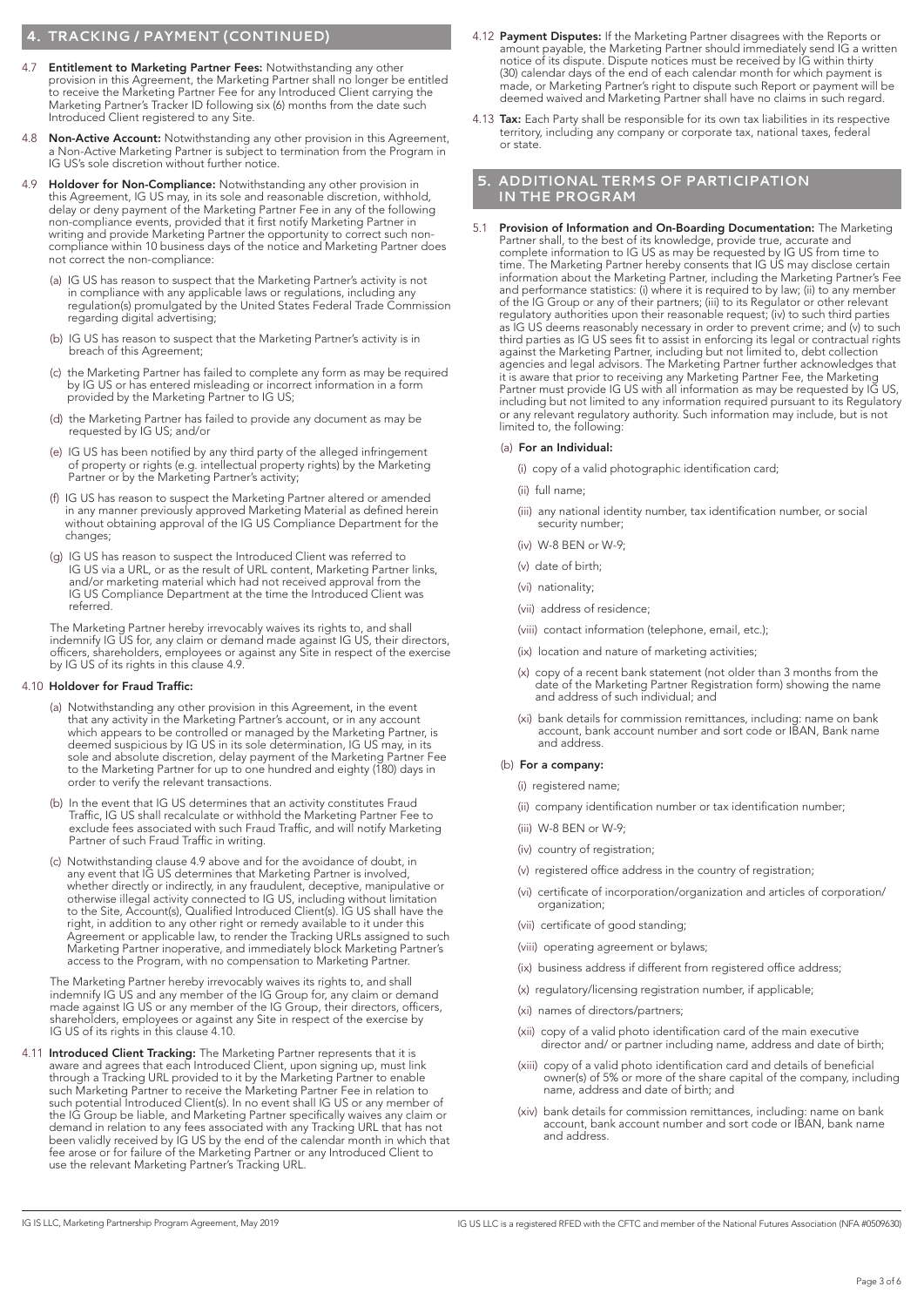## 4. TRACKING / PAYMENT (CONTINUED)

4.7 **Entitlement to Marketing Partner Fees:** Notwithstanding any other provision in this Agreement, the Marketing Partner shall no longer be entitled to receive the Marketing Partner Fee for any Introduced Client carrying the Marketing Partner's Tracker ID following six (6) months from the date such Introduced Client registered to any Site.

4.8 **Non-Active Account:** Notwithstanding any other provision in this Agreement, a Non-Active Marketing Partner is subject to termination from the Program in IG US's sole discretion without further notice.

4.9 **Holdover for Non-Compliance:** Notwithstanding any other provision in this Agreement, IG US may, in its sole and reasonable discretion, withhold, delay or deny payment of the Marketing Partner Fee in any of the following non-compliance events, provided that it first notify Marketing Partner in writing and provide Marketing Partner the opportunity to correct such non-compliance within 10 business days of the notice and Marketing Partner does not correct the non-compliance:

(a) IG US has reason to suspect that the Marketing Partner's activity is not in compliance with any applicable laws or regulations, including any regulation(s) promulgated by the United States Federal Trade Commission regarding digital advertising;

(b) IG US has reason to suspect that the Marketing Partner's activity is in breach of this Agreement;

(c) the Marketing Partner has failed to complete any form as may be required by IG US or has entered misleading or incorrect information in a form provided by the Marketing Partner to IG US;

(d) the Marketing Partner has failed to provide any document as may be requested by IG US; and/or

(e) IG US has been notified by any third party of the alleged infringement of property or rights (e.g. intellectual property rights) by the Marketing Partner or by the Marketing Partner's activity;

(f) IG US has reason to suspect the Marketing Partner altered or amended in any manner previously approved Marketing Material as defined herein without obtaining approval of the IG US Compliance Department for the changes;

(g) IG US has reason to suspect the Introduced Client was referred to IG US via a URL, or as the result of URL content, Marketing Partner links, and/or marketing material which had not received approval from the IG US Compliance Department at the time the Introduced Client was referred.

The Marketing Partner hereby irrevocably waives its rights to, and shall indemnify IG US for, any claim or demand made against IG US, their directors, officers, shareholders, employees or against any Site in respect of the exercise by IG US of its rights in this clause 4.9.

4.10 **Holdover for Fraud Traffic:**

(a) Notwithstanding any other provision in this Agreement, in the event that any activity in the Marketing Partner's account, or in any account which appears to be controlled or managed by the Marketing Partner, is deemed suspicious by IG US in its sole determination, IG US may, in its sole and absolute discretion, delay payment of the Marketing Partner Fee to the Marketing Partner for up to one hundred and eighty (180) days in order to verify the relevant transactions.

(b) In the event that IG US determines that an activity constitutes Fraud Traffic, IG US shall recalculate or withhold the Marketing Partner Fee to exclude fees associated with such Fraud Traffic, and will notify Marketing Partner of such Fraud Traffic in writing.

(c) Notwithstanding clause 4.9 above and for the avoidance of doubt, in any event that IG US determines that Marketing Partner is involved, whether directly or indirectly, in any fraudulent, deceptive, manipulative or otherwise illegal activity connected to IG US, including without limitation to the Site, Account(s), Qualified Introduced Client(s). IG US shall have the right, in addition to any other right or remedy available to it under this Agreement or applicable law, to render the Tracking URLs assigned to such Marketing Partner inoperative, and immediately block Marketing Partner's access to the Program, with no compensation to Marketing Partner.

The Marketing Partner hereby irrevocably waives its rights to, and shall indemnify IG US and any member of the IG Group, for any claim or demand made against IG US or any member of the IG Group, their directors, officers, shareholders, employees or against any Site in respect of the exercise by IG US of its rights in this clause 4.10.

4.11 **Introduced Client Tracking:** The Marketing Partner represents that it is aware and agrees that each Introduced Client, upon signing up, must link through a Tracking URL provided to it by the Marketing Partner to enable such Marketing Partner to receive the Marketing Partner Fee in relation to such potential Introduced Client(s). In no event shall IG US or any member of the IG Group be liable, and Marketing Partner specifically waives any claim or demand in relation to any fees associated with any Tracking URL that has not been validly received by IG US by the end of the calendar month in which that fee arose or for failure of the Marketing Partner or any Introduced Client to use the relevant Marketing Partner's Tracking URL.

4.12 **Payment Disputes:** If the Marketing Partner disagrees with the Reports or amount payable, the Marketing Partner should immediately send IG a written notice of its dispute. Dispute notices must be received by IG within thirty (30) calendar days of the end of each calendar month for which payment is made, or Marketing Partner's right to dispute such Report or payment will be deemed waived and Marketing Partner shall have no claims in such regard.

4.13 **Tax:** Each Party shall be responsible for its own tax liabilities in its respective territory, including any company or corporate tax, national taxes, federal or state.

## 5. ADDITIONAL TERMS OF PARTICIPATION IN THE PROGRAM

5.1 **Provision of Information and On-Boarding Documentation:** The Marketing Partner shall, to the best of its knowledge, provide true, accurate and complete information to IG US as may be requested by IG US from time to time. The Marketing Partner hereby consents that IG US may disclose certain information about the Marketing Partner, including the Marketing Partner's Fee and performance statistics: (i) where it is required to by law; (ii) to any member of the IG Group or any of their partners; (iii) to its Regulator or other relevant regulatory authorities upon their reasonable request; (iv) to such third parties as IG US deems reasonably necessary in order to prevent crime; and (v) to such third parties as IG US sees fit to assist in enforcing its legal or contractual rights against the Marketing Partner, including but not limited to, debt collection agencies and legal advisors. The Marketing Partner further acknowledges that it is aware that prior to receiving any Marketing Partner Fee, the Marketing Partner must provide IG US with all information as may be requested by IG US, including but not limited to any information required pursuant to its Regulatory or any relevant regulatory authority. Such information may include, but is not limited to, the following:

(a) **For an Individual:**

(i) copy of a valid photographic identification card;

(ii) full name;

(iii) any national identity number, tax identification number, or social security number;

(iv) W-8 BEN or W-9;

(v) date of birth;

(vi) nationality;

(vii) address of residence;

(viii) contact information (telephone, email, etc.);

(ix) location and nature of marketing activities;

(x) copy of a recent bank statement (not older than 3 months from the date of the Marketing Partner Registration form) showing the name and address of such individual; and

(xi) bank details for commission remittances, including: name on bank account, bank account number and sort code or IBAN, Bank name and address.

(b) **For a company:**

(i) registered name;

(ii) company identification number or tax identification number;

(iii) W-8 BEN or W-9;

(iv) country of registration;

(v) registered office address in the country of registration;

(vi) certificate of incorporation/organization and articles of corporation/organization;

(vii) certificate of good standing;

(viii) operating agreement or bylaws;

(ix) business address if different from registered office address;

(x) regulatory/licensing registration number, if applicable;

(xi) names of directors/partners;

(xii) copy of a valid photo identification card of the main executive director and/ or partner including name, address and date of birth;

(xiii) copy of a valid photo identification card and details of beneficial owner(s) of 5% or more of the share capital of the company, including name, address and date of birth; and

(xiv) bank details for commission remittances, including: name on bank account, bank account number and sort code or IBAN, bank name and address.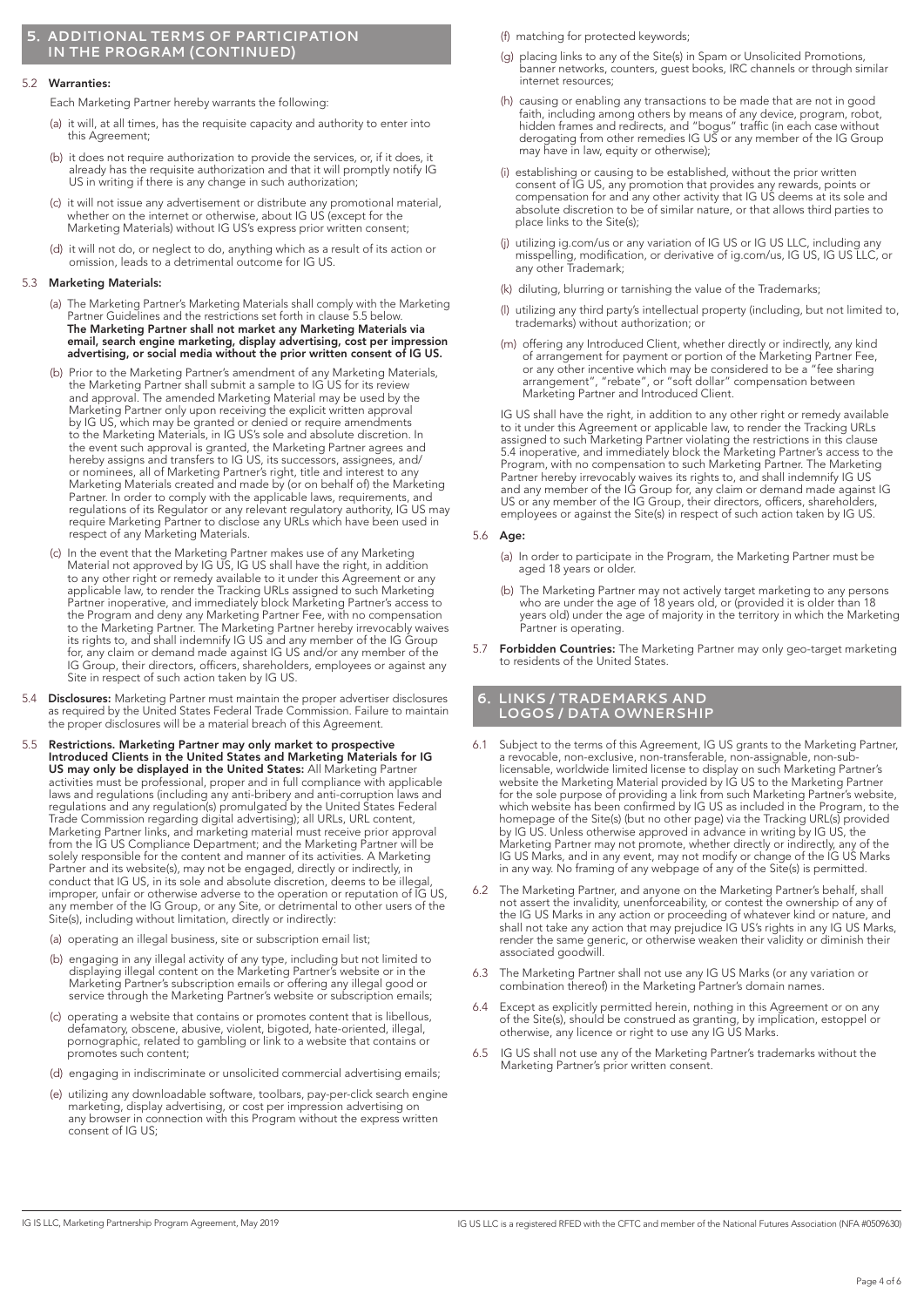## 5. ADDITIONAL TERMS OF PARTICIPATION IN THE PROGRAM (CONTINUED)

5.2 **Warranties:**

Each Marketing Partner hereby warrants the following:

(a) it will, at all times, has the requisite capacity and authority to enter into this Agreement;

(b) it does not require authorization to provide the services, or, if it does, it already has the requisite authorization and that it will promptly notify IG US in writing if there is any change in such authorization;

(c) it will not issue any advertisement or distribute any promotional material, whether on the internet or otherwise, about IG US (except for the Marketing Materials) without IG US's express prior written consent;

(d) it will not do, or neglect to do, anything which as a result of its action or omission, leads to a detrimental outcome for IG US.

5.3 **Marketing Materials:**

(a) The Marketing Partner's Marketing Materials shall comply with the Marketing Partner Guidelines and the restrictions set forth in clause 5.5 below. **The Marketing Partner shall not market any Marketing Materials via email, search engine marketing, display advertising, cost per impression advertising, or social media without the prior written consent of IG US.**

(b) Prior to the Marketing Partner's amendment of any Marketing Materials, the Marketing Partner shall submit a sample to IG US for its review and approval. The amended Marketing Material may be used by the Marketing Partner only upon receiving the explicit written approval by IG US, which may be granted or denied or require amendments to the Marketing Materials, in IG US's sole and absolute discretion. In the event such approval is granted, the Marketing Partner agrees and hereby assigns and transfers to IG US, its successors, assignees, and/or nominees, all of Marketing Partner's right, title and interest to any Marketing Materials created and made by (or on behalf of) the Marketing Partner. In order to comply with the applicable laws, requirements, and regulations of its Regulator or any relevant regulatory authority, IG US may require Marketing Partner to disclose any URLs which have been used in respect of any Marketing Materials.

(c) In the event that the Marketing Partner makes use of any Marketing Material not approved by IG US, IG US shall have the right, in addition to any other right or remedy available to it under this Agreement or any applicable law, to render the Tracking URLs assigned to such Marketing Partner inoperative, and immediately block Marketing Partner's access to the Program and deny any Marketing Partner Fee, with no compensation to the Marketing Partner. The Marketing Partner hereby irrevocably waives its rights to, and shall indemnify IG US and any member of the IG Group for, any claim or demand made against IG US and/or any member of the IG Group, their directors, officers, shareholders, employees or against any Site in respect of such action taken by IG US.

5.4 **Disclosures:** Marketing Partner must maintain the proper advertiser disclosures as required by the United States Federal Trade Commission. Failure to maintain the proper disclosures will be a material breach of this Agreement.

5.5 **Restrictions. Marketing Partner may only market to prospective Introduced Clients in the United States and Marketing Materials for IG US may only be displayed in the United States:** All Marketing Partner activities must be professional, proper and in full compliance with applicable laws and regulations (including any anti-bribery and anti-corruption laws and regulations and any regulation(s) promulgated by the United States Federal Trade Commission regarding digital advertising); all URLs, URL content, Marketing Partner links, and marketing material must receive prior approval from the IG US Compliance Department; and the Marketing Partner will be solely responsible for the content and manner of its activities. A Marketing Partner and its website(s), may not be engaged, directly or indirectly, in conduct that IG US, in its sole and absolute discretion, deems to be illegal, improper, unfair or otherwise adverse to the operation or reputation of IG US, any member of the IG Group, or any Site, or detrimental to other users of the Site(s), including without limitation, directly or indirectly:

(a) operating an illegal business, site or subscription email list;

(b) engaging in any illegal activity of any type, including but not limited to displaying illegal content on the Marketing Partner's website or in the Marketing Partner's subscription emails or offering any illegal good or service through the Marketing Partner's website or subscription emails;

(c) operating a website that contains or promotes content that is libellous, defamatory, obscene, abusive, violent, bigoted, hate-oriented, illegal, pornographic, related to gambling or link to a website that contains or promotes such content;

(d) engaging in indiscriminate or unsolicited commercial advertising emails;

(e) utilizing any downloadable software, toolbars, pay-per-click search engine marketing, display advertising, or cost per impression advertising on any browser in connection with this Program without the express written consent of IG US;

(f) matching for protected keywords;

(g) placing links to any of the Site(s) in Spam or Unsolicited Promotions, banner networks, counters, guest books, IRC channels or through similar internet resources;

(h) causing or enabling any transactions to be made that are not in good faith, including among others by means of any device, program, robot, hidden frames and redirects, and "bogus" traffic (in each case without derogating from other remedies IG US or any member of the IG Group may have in law, equity or otherwise);

(i) establishing or causing to be established, without the prior written consent of IG US, any promotion that provides any rewards, points or compensation for and any other activity that IG US deems at its sole and absolute discretion to be of similar nature, or that allows third parties to place links to the Site(s);

(j) utilizing ig.com/us or any variation of IG US or IG US LLC, including any misspelling, modification, or derivative of ig.com/us, IG US, IG US LLC, or any other Trademark;

(k) diluting, blurring or tarnishing the value of the Trademarks;

(l) utilizing any third party's intellectual property (including, but not limited to, trademarks) without authorization; or

(m) offering any Introduced Client, whether directly or indirectly, any kind of arrangement for payment or portion of the Marketing Partner Fee, or any other incentive which may be considered to be a "fee sharing arrangement", "rebate", or "soft dollar" compensation between Marketing Partner and Introduced Client.

IG US shall have the right, in addition to any other right or remedy available to it under this Agreement or applicable law, to render the Tracking URLs assigned to such Marketing Partner violating the restrictions in this clause 5.4 inoperative, and immediately block the Marketing Partner's access to the Program, with no compensation to such Marketing Partner. The Marketing Partner hereby irrevocably waives its rights to, and shall indemnify IG US and any member of the IG Group for, any claim or demand made against IG US or any member of the IG Group, their directors, officers, shareholders, employees or against the Site(s) in respect of such action taken by IG US.

5.6 **Age:**

(a) In order to participate in the Program, the Marketing Partner must be aged 18 years or older.

(b) The Marketing Partner may not actively target marketing to any persons who are under the age of 18 years old, or (provided it is older than 18 years old) under the age of majority in the territory in which the Marketing Partner is operating.

5.7 **Forbidden Countries:** The Marketing Partner may only geo-target marketing to residents of the United States.

## 6. LINKS / TRADEMARKS AND LOGOS / DATA OWNERSHIP

6.1 Subject to the terms of this Agreement, IG US grants to the Marketing Partner, a revocable, non-exclusive, non-transferable, non-assignable, non-sub-licensable, worldwide limited license to display on such Marketing Partner's website the Marketing Material provided by IG US to the Marketing Partner for the sole purpose of providing a link from such Marketing Partner's website, which website has been confirmed by IG US as included in the Program, to the homepage of the Site(s) (but no other page) via the Tracking URL(s) provided by IG US. Unless otherwise approved in advance in writing by IG US, the Marketing Partner may not promote, whether directly or indirectly, any of the IG US Marks, and in any event, may not modify or change of the IG US Marks in any way. No framing of any webpage of any of the Site(s) is permitted.

6.2 The Marketing Partner, and anyone on the Marketing Partner's behalf, shall not assert the invalidity, unenforceability, or contest the ownership of any of the IG US Marks in any action or proceeding of whatever kind or nature, and shall not take any action that may prejudice IG US's rights in any IG US Marks, render the same generic, or otherwise weaken their validity or diminish their associated goodwill.

6.3 The Marketing Partner shall not use any IG US Marks (or any variation or combination thereof) in the Marketing Partner's domain names.

6.4 Except as explicitly permitted herein, nothing in this Agreement or on any of the Site(s), should be construed as granting, by implication, estoppel or otherwise, any licence or right to use any IG US Marks.

6.5 IG US shall not use any of the Marketing Partner's trademarks without the Marketing Partner's prior written consent.

IG IS LLC, Marketing Partnership Program Agreement, May 2019

IG US LLC is a registered RFED with the CFTC and member of the National Futures Association (NFA #0509630)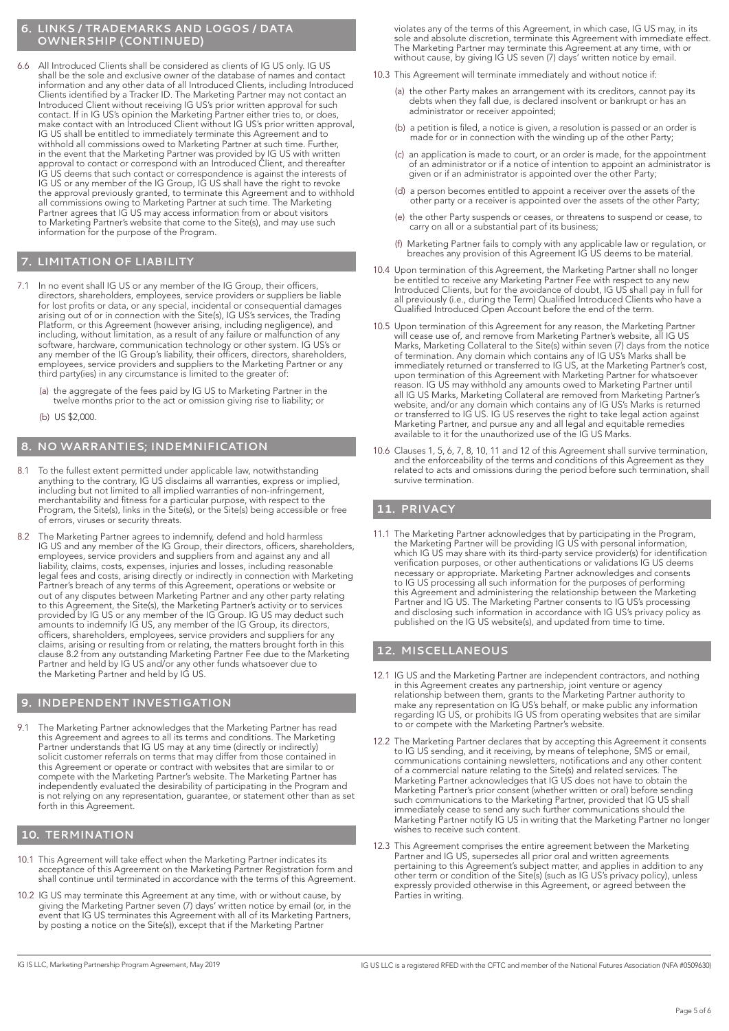## 6. LINKS / TRADEMARKS AND LOGOS / DATA OWNERSHIP (CONTINUED)

6.6 All Introduced Clients shall be considered as clients of IG US only. IG US shall be the sole and exclusive owner of the database of names and contact information and any other data of all Introduced Clients, including Introduced Clients identified by a Tracker ID. The Marketing Partner may not contact an Introduced Client without receiving IG US's prior written approval for such contact. If in IG US's opinion the Marketing Partner either tries to, or does, make contact with an Introduced Client without IG US's prior written approval, IG US shall be entitled to immediately terminate this Agreement and to withhold all commissions owed to Marketing Partner at such time. Further, in the event that the Marketing Partner was provided by IG US with written approval to contact or correspond with an Introduced Client, and thereafter IG US deems that such contact or correspondence is against the interests of IG US or any member of the IG Group, IG US shall have the right to revoke the approval previously granted, to terminate this Agreement and to withhold all commissions owing to Marketing Partner at such time. The Marketing Partner agrees that IG US may access information from or about visitors to Marketing Partner's website that come to the Site(s), and may use such information for the purpose of the Program.

## 7. LIMITATION OF LIABILITY

7.1 In no event shall IG US or any member of the IG Group, their officers, directors, shareholders, employees, service providers or suppliers be liable for lost profits or data, or any special, incidental or consequential damages arising out of or in connection with the Site(s), IG US's services, the Trading Platform, or this Agreement (however arising, including negligence), and including, without limitation, as a result of any failure or malfunction of any software, hardware, communication technology or other system. IG US's or any member of the IG Group's liability, their officers, directors, shareholders, employees, service providers and suppliers to the Marketing Partner or any third party(ies) in any circumstance is limited to the greater of:

(a) the aggregate of the fees paid by IG US to Marketing Partner in the twelve months prior to the act or omission giving rise to liability; or

(b) US $2,000.

## 8. NO WARRANTIES; INDEMNIFICATION

8.1 To the fullest extent permitted under applicable law, notwithstanding anything to the contrary, IG US disclaims all warranties, express or implied, including but not limited to all implied warranties of non-infringement, merchantability and fitness for a particular purpose, with respect to the Program, the Site(s), links in the Site(s), or the Site(s) being accessible or free of errors, viruses or security threats.

8.2 The Marketing Partner agrees to indemnify, defend and hold harmless IG US and any member of the IG Group, their directors, officers, shareholders, employees, service providers and suppliers from and against any and all liability, claims, costs, expenses, injuries and losses, including reasonable legal fees and costs, arising directly or indirectly in connection with Marketing Partner's breach of any terms of this Agreement, operations or website or out of any disputes between Marketing Partner and any other party relating to this Agreement, the Site(s), the Marketing Partner's activity or to services provided by IG US or any member of the IG Group. IG US may deduct such amounts to indemnify IG US, any member of the IG Group, its directors, officers, shareholders, employees, service providers and suppliers for any claims, arising or resulting from or relating, the matters brought forth in this clause 8.2 from any outstanding Marketing Partner Fee due to the Marketing Partner and held by IG US and/or any other funds whatsoever due to the Marketing Partner and held by IG US.

## 9. INDEPENDENT INVESTIGATION

9.1 The Marketing Partner acknowledges that the Marketing Partner has read this Agreement and agrees to all its terms and conditions. The Marketing Partner understands that IG US may at any time (directly or indirectly) solicit customer referrals on terms that may differ from those contained in this Agreement or operate or contract with websites that are similar to or compete with the Marketing Partner's website. The Marketing Partner has independently evaluated the desirability of participating in the Program and is not relying on any representation, guarantee, or statement other than as set forth in this Agreement.

## 10. TERMINATION

10.1 This Agreement will take effect when the Marketing Partner indicates its acceptance of this Agreement on the Marketing Partner Registration form and shall continue until terminated in accordance with the terms of this Agreement.

10.2 IG US may terminate this Agreement at any time, with or without cause, by giving the Marketing Partner seven (7) days' written notice by email (or, in the event that IG US terminates this Agreement with all of its Marketing Partners, by posting a notice on the Site(s)), except that if the Marketing Partner violates any of the terms of this Agreement, in which case, IG US may, in its sole and absolute discretion, terminate this Agreement with immediate effect. The Marketing Partner may terminate this Agreement at any time, with or without cause, by giving IG US seven (7) days' written notice by email.

10.3 This Agreement will terminate immediately and without notice if:

(a) the other Party makes an arrangement with its creditors, cannot pay its debts when they fall due, is declared insolvent or bankrupt or has an administrator or receiver appointed;

(b) a petition is filed, a notice is given, a resolution is passed or an order is made for or in connection with the winding up of the other Party;

(c) an application is made to court, or an order is made, for the appointment of an administrator or if a notice of intention to appoint an administrator is given or if an administrator is appointed over the other Party;

(d) a person becomes entitled to appoint a receiver over the assets of the other party or a receiver is appointed over the assets of the other Party;

(e) the other Party suspends or ceases, or threatens to suspend or cease, to carry on all or a substantial part of its business;

(f) Marketing Partner fails to comply with any applicable law or regulation, or breaches any provision of this Agreement IG US deems to be material.

10.4 Upon termination of this Agreement, the Marketing Partner shall no longer be entitled to receive any Marketing Partner Fee with respect to any new Introduced Clients, but for the avoidance of doubt, IG US shall pay in full for all previously (i.e., during the Term) Qualified Introduced Clients who have a Qualified Introduced Open Account before the end of the term.

10.5 Upon termination of this Agreement for any reason, the Marketing Partner will cease use of, and remove from Marketing Partner's website, all IG US Marks, Marketing Collateral to the Site(s) within seven (7) days from the notice of termination. Any domain which contains any of IG US's Marks shall be immediately returned or transferred to IG US, at the Marketing Partner's cost, upon termination of this Agreement with Marketing Partner for whatsoever reason. IG US may withhold any amounts owed to Marketing Partner until all IG US Marks, Marketing Collateral are removed from Marketing Partner's website, and/or any domain which contains any of IG US's Marks is returned or transferred to IG US. IG US reserves the right to take legal action against Marketing Partner, and pursue any and all legal and equitable remedies available to it for the unauthorized use of the IG US Marks.

10.6 Clauses 1, 5, 6, 7, 8, 10, 11 and 12 of this Agreement shall survive termination, and the enforceability of the terms and conditions of this Agreement as they related to acts and omissions during the period before such termination, shall survive termination.

## 11. PRIVACY

11.1 The Marketing Partner acknowledges that by participating in the Program, the Marketing Partner will be providing IG US with personal information, which IG US may share with its third-party service provider(s) for identification verification purposes, or other authentications or validations IG US deems necessary or appropriate. Marketing Partner acknowledges and consents to IG US processing all such information for the purposes of performing this Agreement and administering the relationship between the Marketing Partner and IG US. The Marketing Partner consents to IG US's processing and disclosing such information in accordance with IG US's privacy policy as published on the IG US website(s), and updated from time to time.

## 12. MISCELLANEOUS

12.1 IG US and the Marketing Partner are independent contractors, and nothing in this Agreement creates any partnership, joint venture or agency relationship between them, grants to the Marketing Partner authority to make any representation on IG US's behalf, or make public any information regarding IG US, or prohibits IG US from operating websites that are similar to or compete with the Marketing Partner's website.

12.2 The Marketing Partner declares that by accepting this Agreement it consents to IG US sending, and it receiving, by means of telephone, SMS or email, communications containing newsletters, notifications and any other content of a commercial nature relating to the Site(s) and related services. The Marketing Partner acknowledges that IG US does not have to obtain the Marketing Partner's prior consent (whether written or oral) before sending such communications to the Marketing Partner, provided that IG US shall immediately cease to send any such further communications should the Marketing Partner notify IG US in writing that the Marketing Partner no longer wishes to receive such content.

12.3 This Agreement comprises the entire agreement between the Marketing Partner and IG US, supersedes all prior oral and written agreements pertaining to this Agreement's subject matter, and applies in addition to any other term or condition of the Site(s) (such as IG US's privacy policy), unless expressly provided otherwise in this Agreement, or agreed between the Parties in writing.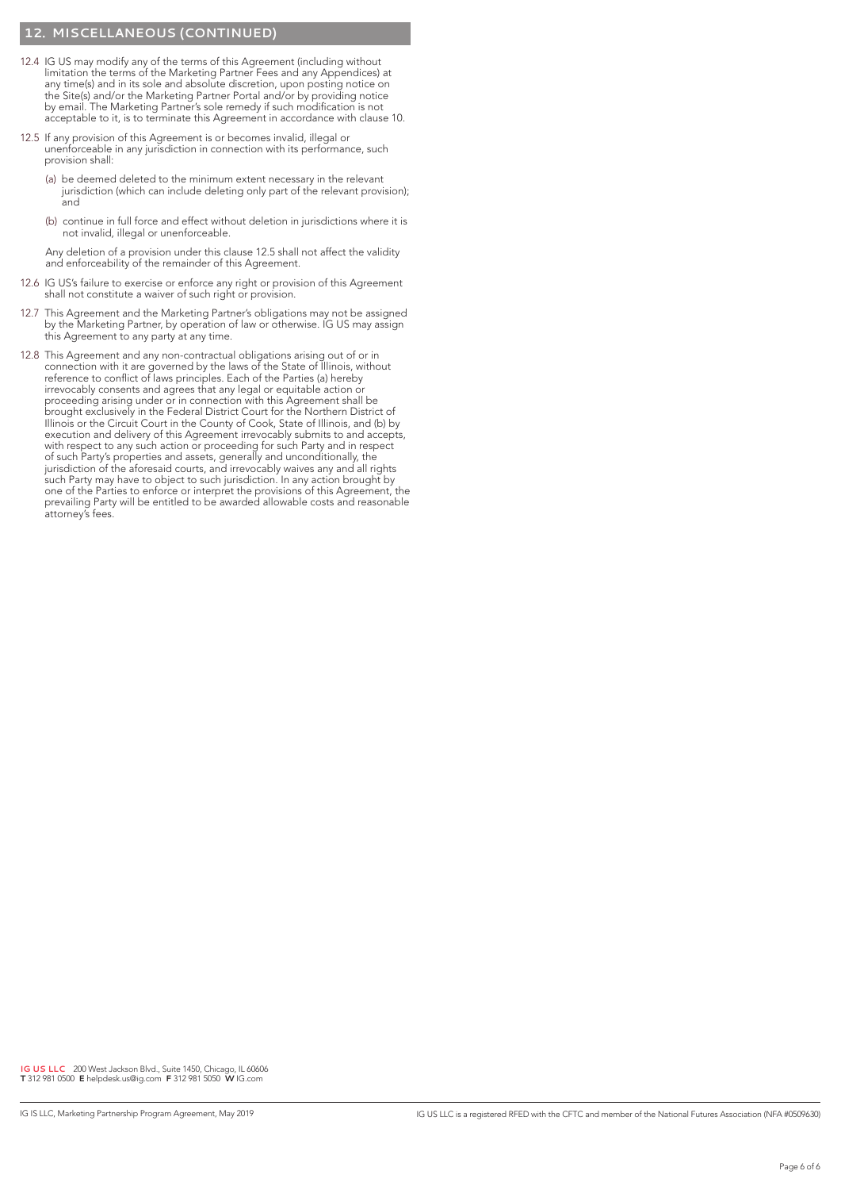## 12. MISCELLANEOUS (CONTINUED)

12.4 IG US may modify any of the terms of this Agreement (including without limitation the terms of the Marketing Partner Fees and any Appendices) at any time(s) and in its sole and absolute discretion, upon posting notice on the Site(s) and/or the Marketing Partner Portal and/or by providing notice by email. The Marketing Partner's sole remedy if such modification is not acceptable to it, is to terminate this Agreement in accordance with clause 10.

12.5 If any provision of this Agreement is or becomes invalid, illegal or unenforceable in any jurisdiction in connection with its performance, such provision shall:

(a) be deemed deleted to the minimum extent necessary in the relevant jurisdiction (which can include deleting only part of the relevant provision); and

(b) continue in full force and effect without deletion in jurisdictions where it is not invalid, illegal or unenforceable.

Any deletion of a provision under this clause 12.5 shall not affect the validity and enforceability of the remainder of this Agreement.

12.6 IG US's failure to exercise or enforce any right or provision of this Agreement shall not constitute a waiver of such right or provision.

12.7 This Agreement and the Marketing Partner's obligations may not be assigned by the Marketing Partner, by operation of law or otherwise. IG US may assign this Agreement to any party at any time.

12.8 This Agreement and any non-contractual obligations arising out of or in connection with it are governed by the laws of the State of Illinois, without reference to conflict of laws principles. Each of the Parties (a) hereby irrevocably consents and agrees that any legal or equitable action or proceeding arising under or in connection with this Agreement shall be brought exclusively in the Federal District Court for the Northern District of Illinois or the Circuit Court in the County of Cook, State of Illinois, and (b) by execution and delivery of this Agreement irrevocably submits to and accepts, with respect to any such action or proceeding for such Party and in respect of such Party's properties and assets, generally and unconditionally, the jurisdiction of the aforesaid courts, and irrevocably waives any and all rights such Party may have to object to such jurisdiction. In any action brought by one of the Parties to enforce or interpret the provisions of this Agreement, the prevailing Party will be entitled to be awarded allowable costs and reasonable attorney's fees.

**IG US LLC** 200 West Jackson Blvd., Suite 1450, Chicago, IL 60606
**T** 312 981 0500 **E** helpdesk.us@ig.com **F** 312 981 5050 **W** IG.com

IG IS LLC, Marketing Partnership Program Agreement, May 2019

IG US LLC is a registered RFED with the CFTC and member of the National Futures Association (NFA #0509630)